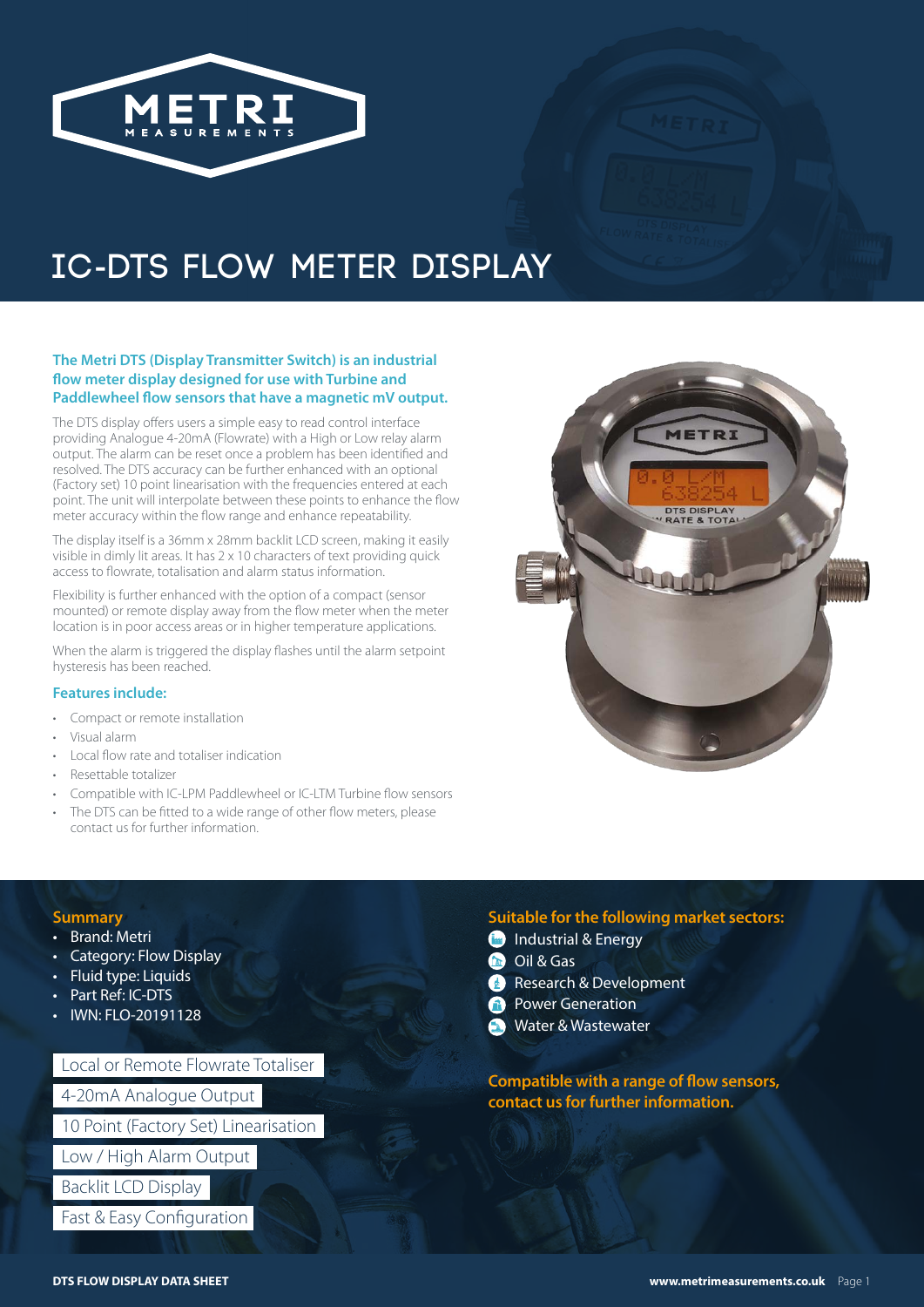# IC-DTS FLOW METER DISPLAY

**The Metri DTS (Display Transmitter Switch) is an industrial flow meter display designed for use with Turbine and Paddlewheel flow sensors that have a magnetic mV output.**

The DTS display offers users a simple easy to read control interface providing Analogue 4-20mA (Flowrate) with a High or Low relay alarm output. The alarm can be reset once a problem has been identified and resolved. The DTS accuracy can be further enhanced with an optional (Factory set) 10 point linearisation with the frequencies entered at each point. The unit will interpolate between these points to enhance the flow meter accuracy within the flow range and enhance repeatability.

The display itself is a 36mm x 28mm backlit LCD screen, making it easily visible in dimly lit areas. It has 2 x 10 characters of text providing quick access to flowrate, totalisation and alarm status information.

Flexibility is further enhanced with the option of a compact (sensor mounted) or remote display away from the flow meter when the meter location is in poor access areas or in higher temperature applications.

When the alarm is triggered the display flashes until the alarm setpoint hysteresis has been reached.

### Features include:

- Compact or remote installation
- Visual alarm
- Local flow rate and totaliser indication
- Resettable totalizer
- Compatible with IC-LPM Paddlewheel or IC-LTM Turbine flow sensors
- The DTS can be fitted to a wide range of other flow meters, please contact us for further information.

### Summary

- Brand: Metri
- Category: Flow Display
- Fluid type: Liquids
- Part Ref: IC-DTS
- IWN: FLO-20191128

Local or Remote Flowrate Totaliser

4-20mA Analogue Output

10 Point (Factory Set) Linearisation

Low / High Alarm Output

Backlit LCD Display

Fast & Easy Configuration

### Suitable for the following market sectors:

- Industrial & Energy
- Oil & Gas
- Research & Development
- Power Generation
- Water & Wastewater

**Compatible with a range of flow sensors, contact us for further information.**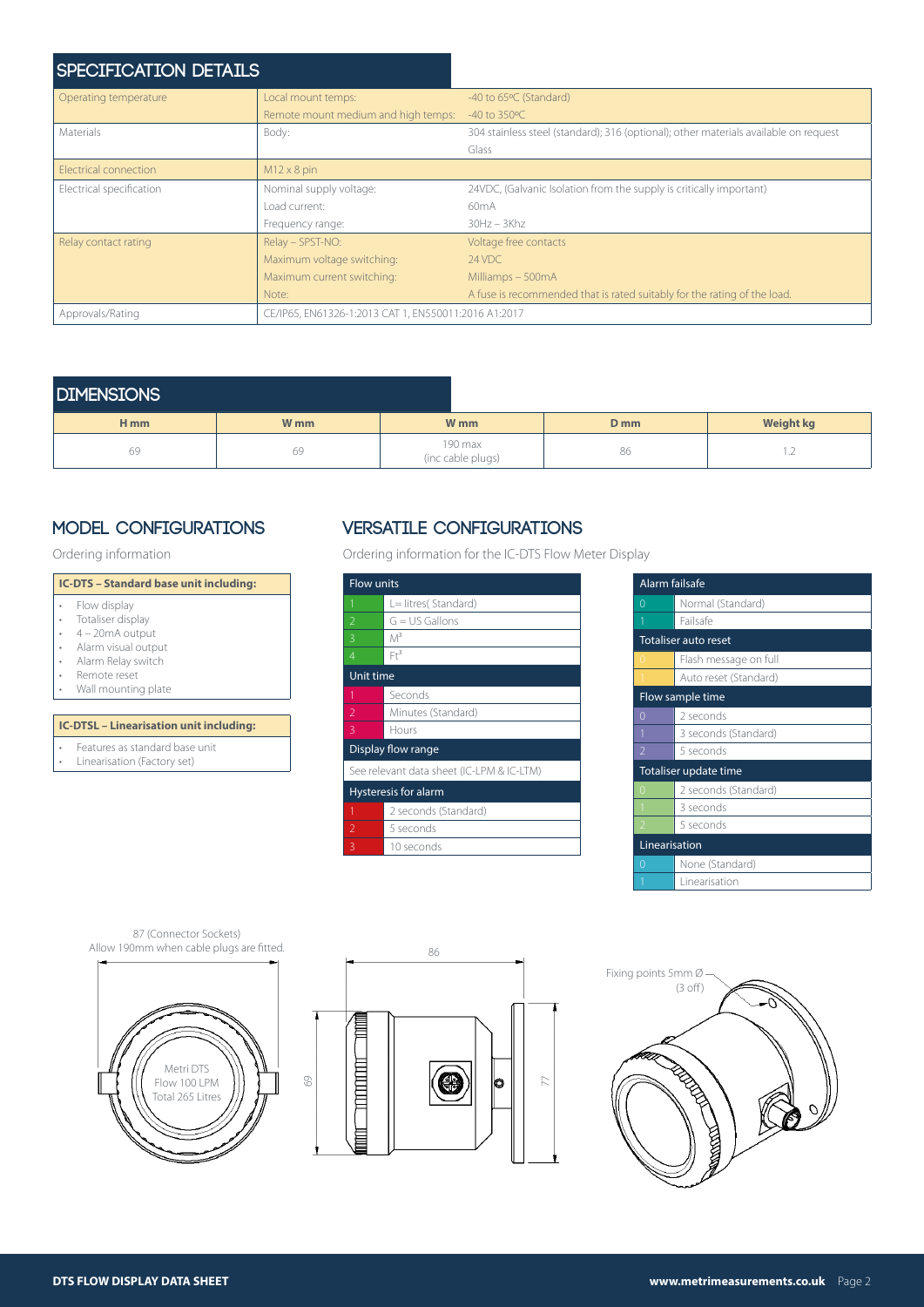## SPECIFICATION DETAILS

| | | |
|---|---|---|
| Operating temperature | Local mount temps: | -40 to 65ºC (Standard) |
| | Remote mount medium and high temps: | -40 to 350ºC |
| Materials | Body: | 304 stainless steel (standard); 316 (optional); other materials available on request |
| | | Glass |
| Electrical connection | M12 x 8 pin | |
| Electrical specification | Nominal supply voltage: | 24VDC, (Galvanic Isolation from the supply is critically important) |
| | Load current: | 60mA |
| | Frequency range: | 30Hz – 3Khz |
| Relay contact rating | Relay – SPST-NO: | Voltage free contacts |
| | Maximum voltage switching: | 24 VDC |
| | Maximum current switching: | Milliamps – 500mA |
| | Note: | A fuse is recommended that is rated suitably for the rating of the load. |
| Approvals/Rating | CE/IP65, EN61326-1:2013 CAT 1, EN55011:2016 A1:2017 | |

## DIMENSIONS

| H mm | W mm | W mm | D mm | Weight kg |
|---|---|---|---|---|
| 69 | 69 | 190 max (inc cable plugs) | 86 | 1.2 |

## MODEL CONFIGURATIONS

Ordering information

**IC-DTS – Standard base unit including:**

- Flow display
- Totaliser display
- 4 – 20mA output
- Alarm visual output
- Alarm Relay switch
- Remote reset
- Wall mounting plate

**IC-DTSL – Linearisation unit including:**

- Features as standard base unit
- Linearisation (Factory set)

## VERSATILE CONFIGURATIONS

Ordering information for the IC-DTS Flow Meter Display

| Flow units | |
|---|---|
| 1 | L= litres( Standard) |
| 2 | G = US Gallons |
| 3 | $M^3$ |
| 4 | $Ft^3$ |
| **Unit time** | |
| 1 | Seconds |
| 2 | Minutes (Standard) |
| 3 | Hours |
| **Display flow range** | |
| See relevant data sheet (IC-LPM & IC-LTM) | |
| **Hysteresis for alarm** | |
| 1 | 2 seconds (Standard) |
| 2 | 5 seconds |
| 3 | 10 seconds |

| Alarm failsafe | |
|---|---|
| 0 | Normal (Standard) |
| 1 | Failsafe |
| **Totaliser auto reset** | |
| 0 | Flash message on full |
| 1 | Auto reset (Standard) |
| **Flow sample time** | |
| 0 | 2 seconds |
| 1 | 3 seconds (Standard) |
| 2 | 5 seconds |
| **Totaliser update time** | |
| 0 | 2 seconds (Standard) |
| 1 | 3 seconds |
| 2 | 5 seconds |
| **Linearisation** | |
| 0 | None (Standard) |
| 1 | Linearisation |

87 (Connector Sockets)
Allow 190mm when cable plugs are fitted.

Metri DTS
Flow 100 LPM
Total 265 Litres

86

69

77

Fixing points 5mm Ø (3 off)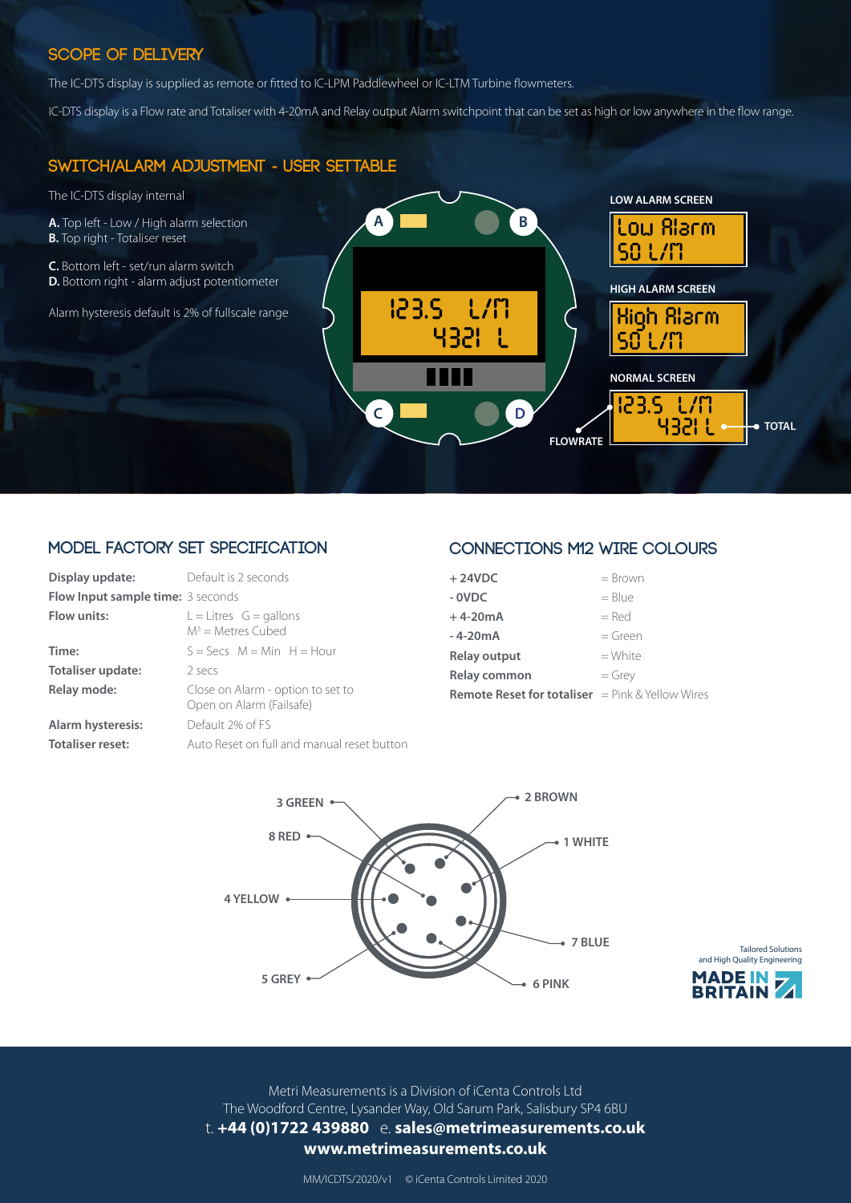## SCOPE OF DELIVERY

The IC-DTS display is supplied as remote or fitted to IC-LPM Paddlewheel or IC-LTM Turbine flowmeters.

IC-DTS display is a Flow rate and Totaliser with 4-20mA and Relay output Alarm switchpoint that can be set as high or low anywhere in the flow range.

## SWITCH/ALARM ADJUSTMENT - USER SETTABLE

The IC-DTS display internal

**A.** Top left - Low / High alarm selection
**B.** Top right - Totaliser reset

**C.** Bottom left - set/run alarm switch
**D.** Bottom right - alarm adjust potentiometer

Alarm hysteresis default is 2% of fullscale range

A
B
123.5 L/M
4321 L
C
D

**LOW ALARM SCREEN**

Low Alarm
50 L/M

**HIGH ALARM SCREEN**

High Alarm
50 L/M

**NORMAL SCREEN**

123.5 L/M
4321 L

FLOWRATE
TOTAL

## MODEL FACTORY SET SPECIFICATION

| | |
|---|---|
| **Display update:** | Default is 2 seconds |
| **Flow Input sample time:** | 3 seconds |
| **Flow units:** | L = Litres G = gallons<br>$M^3$ = Metres Cubed |
| **Time:** | S = Secs M = Min H = Hour |
| **Totaliser update:** | 2 secs |
| **Relay mode:** | Close on Alarm - option to set to Open on Alarm (Failsafe) |
| **Alarm hysteresis:** | Default 2% of FS |
| **Totaliser reset:** | Auto Reset on full and manual reset button |

## CONNECTIONS M12 WIRE COLOURS

| | |
|---|---|
| **+ 24VDC** | = Brown |
| **- 0VDC** | = Blue |
| **+ 4-20mA** | = Red |
| **- 4-20mA** | = Green |
| **Relay output** | = White |
| **Relay common** | = Grey |
| **Remote Reset for totaliser** | = Pink & Yellow Wires |

3 GREEN
2 BROWN
8 RED
1 WHITE
4 YELLOW
7 BLUE
5 GREY
6 PINK

Tailored Solutions and High Quality Engineering

MADE IN BRITAIN

Metri Measurements is a Division of iCenta Controls Ltd
The Woodford Centre, Lysander Way, Old Sarum Park, Salisbury SP4 6BU
t. **+44 (0)1722 439880** e. **sales@metrimeasurements.co.uk**
**www.metrimeasurements.co.uk**

MM/ICDTS/2020/v1 © iCenta Controls Limited 2020